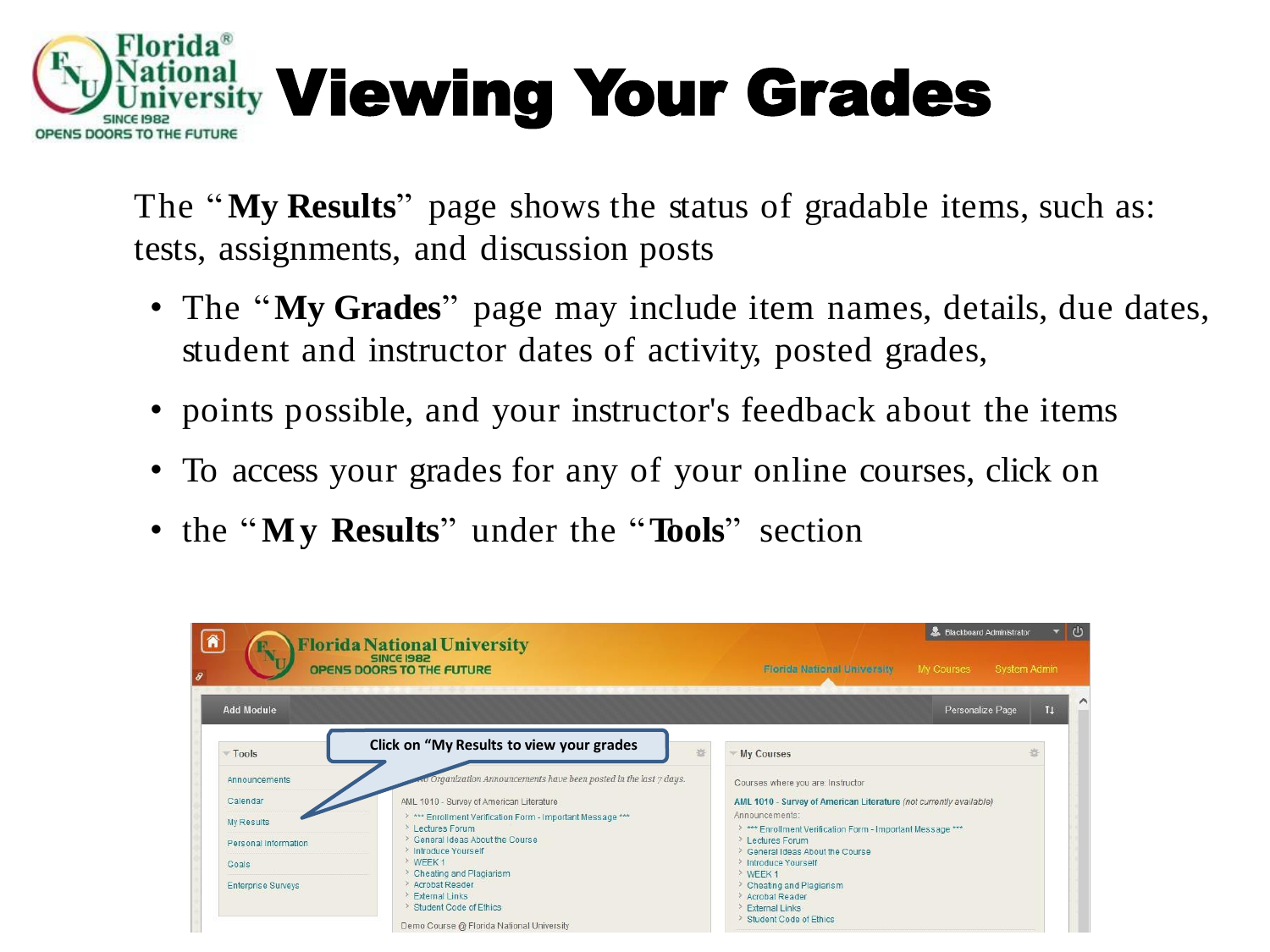# Viewing Your Grades

The "**My Results**" page shows the status of gradable items, such as: tests, assignments, and discussion posts

- The "**My Grades**" page may include item names, details, due dates, student and instructor dates of activity, posted grades,
- points possible, and your instructor's feedback about the items
- To access your grades for any of your online courses, click on
- the "**My Results**" under the "**Tools**" section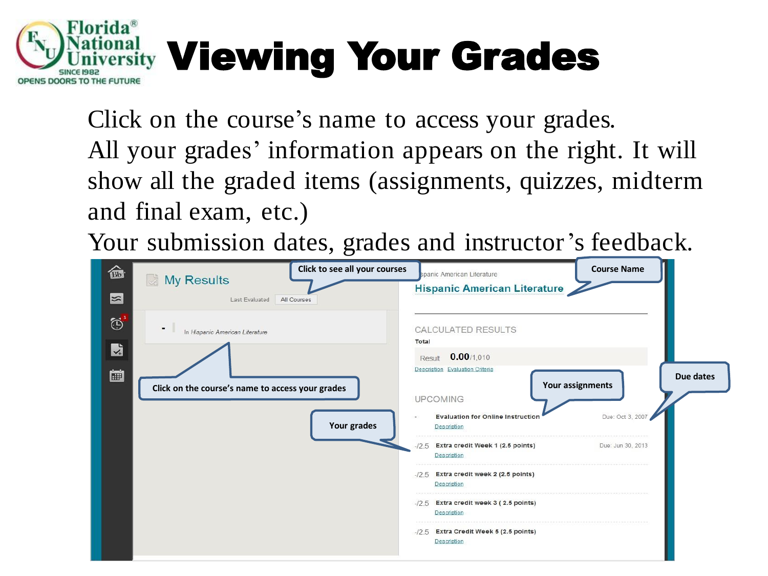# Viewing Your Grades

Click on the course's name to access your grades.
All your grades' information appears on the right. It will show all the graded items (assignments, quizzes, midterm and final exam, etc.)
Your submission dates, grades and instructor's feedback.

My Results

Last Evaluated | All Courses

Click to see all your courses

In Hispanic American Literature

Click on the course's name to access your grades

Your grades

Course Name

Hispanic American Literature

CALCULATED RESULTS

Total

Result 0.00/1,010

Description Evaluation Criteria

Your assignments

Due dates

UPCOMING

- Evaluation for Online Instruction — Due: Oct 3, 2007
Description

-/2.5 Extra credit Week 1 (2.5 points) — Due: Jun 30, 2013
Description

-/2.5 Extra credit week 2 (2.5 points)
Description

-/2.5 Extra credit week 3 ( 2.5 points)
Description

-/2.5 Extra Credit Week 5 (2.5 points)
Description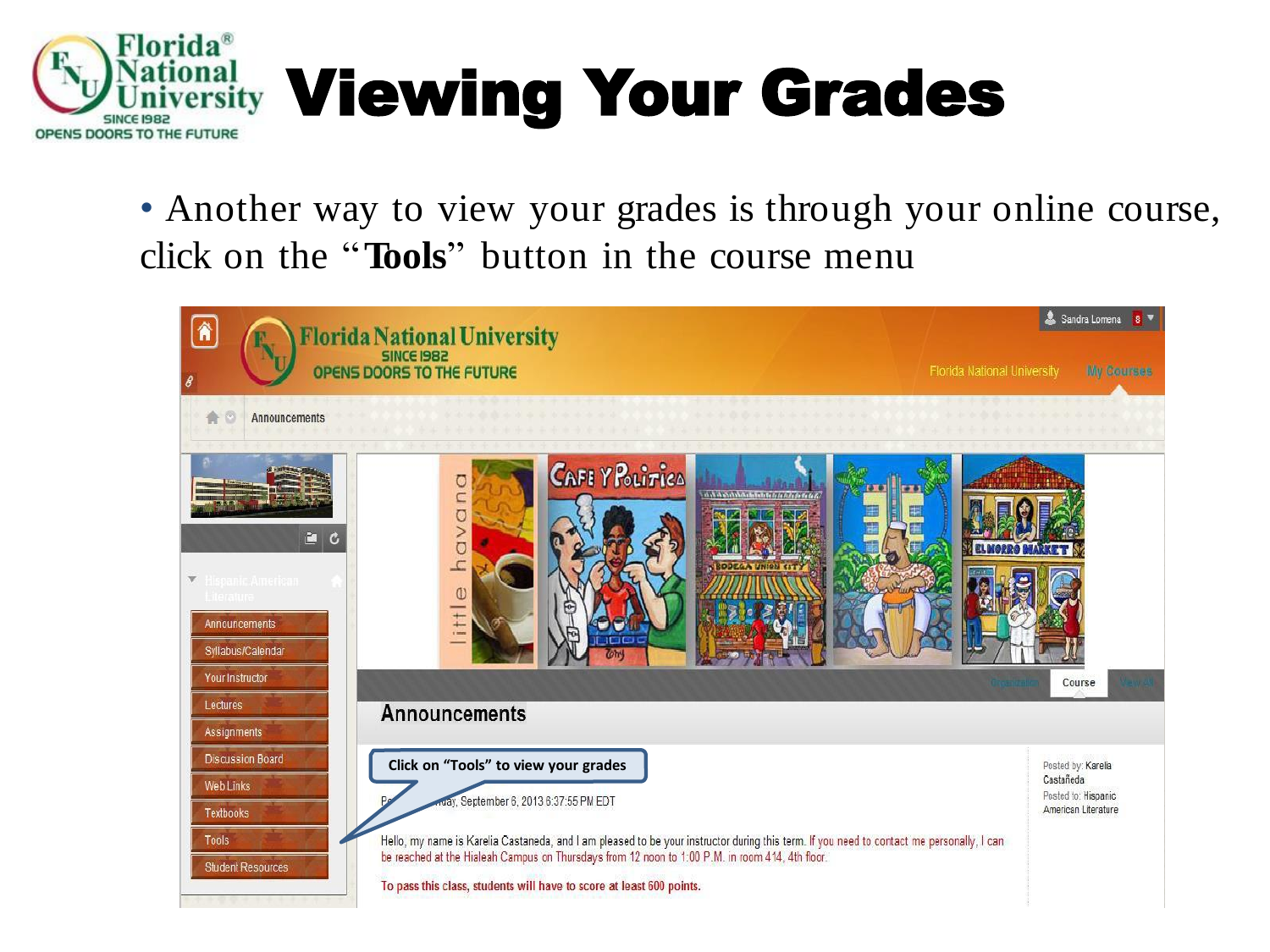# Viewing Your Grades

- Another way to view your grades is through your online course, click on the "**Tools**" button in the course menu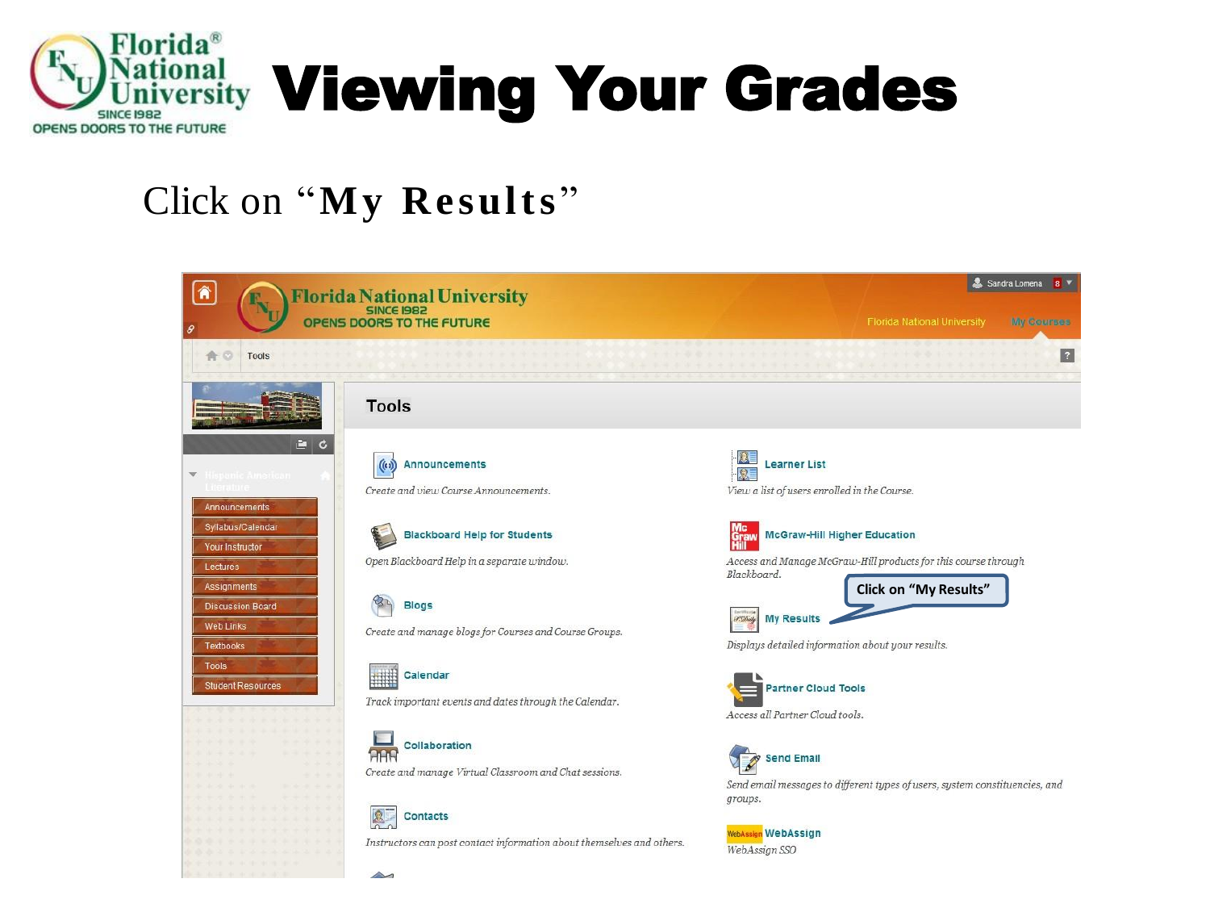# Viewing Your Grades

Click on "**My Results**"

Tools

Announcements

*Create and view Course Announcements.*

Learner List

*View a list of users enrolled in the Course.*

Blackboard Help for Students

*Open Blackboard Help in a separate window.*

McGraw-Hill Higher Education

*Access and Manage McGraw-Hill products for this course through Blackboard.*

Blogs

*Create and manage blogs for Courses and Course Groups.*

My Results

*Displays detailed information about your results.*

Click on "My Results"

Calendar

*Track important events and dates through the Calendar.*

Partner Cloud Tools

*Access all Partner Cloud tools.*

Collaboration

*Create and manage Virtual Classroom and Chat sessions.*

Send Email

*Send email messages to different types of users, system constituencies, and groups.*

Contacts

*Instructors can post contact information about themselves and others.*

WebAssign

*WebAssign SSO*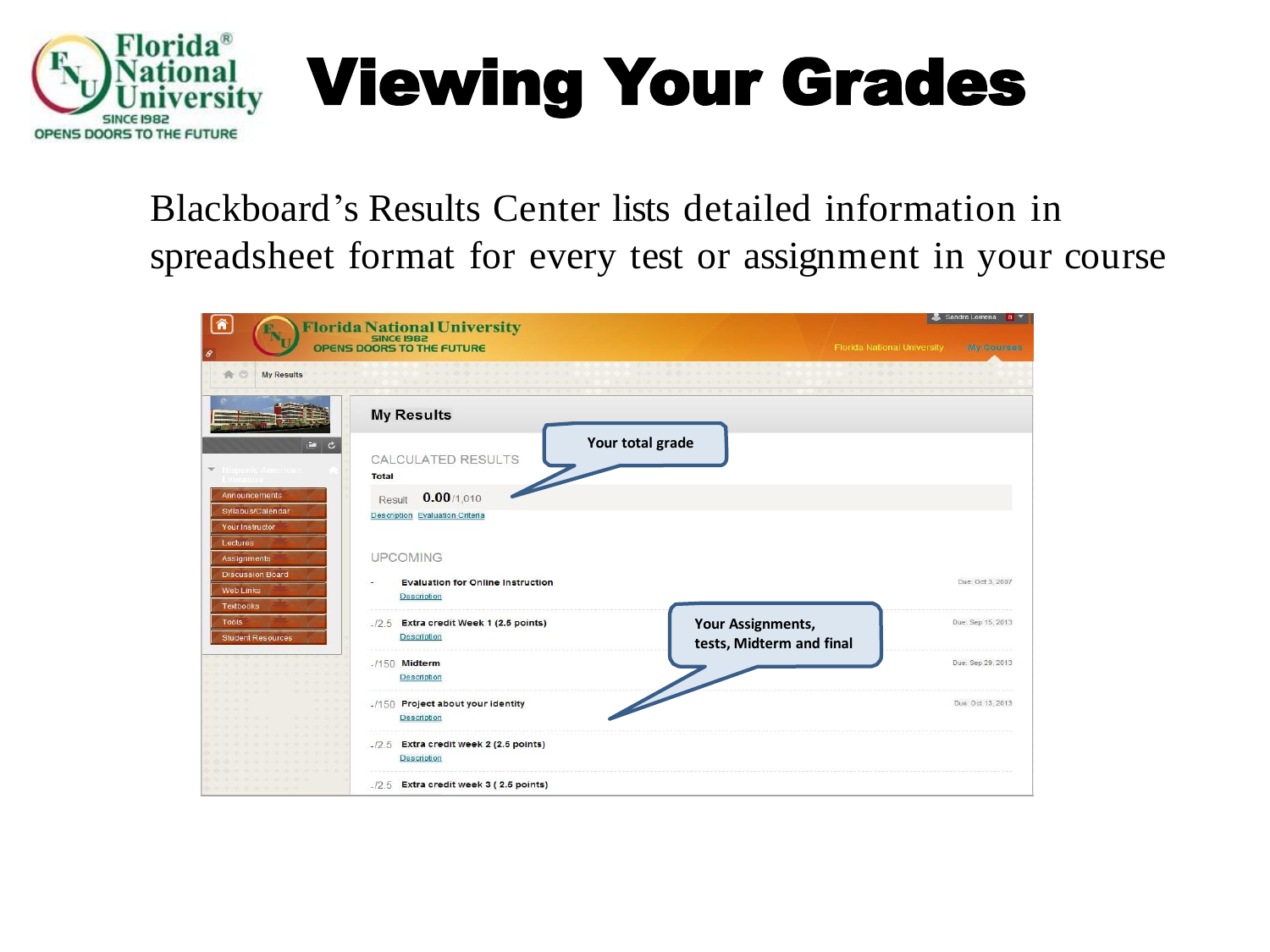# Viewing Your Grades

Blackboard's Results Center lists detailed information in spreadsheet format for every test or assignment in your course

Your total grade

Your Assignments, tests, Midterm and final

My Results

CALCULATED RESULTS

Total

Result 0.00 /1,010

Description Evaluation Criteria

UPCOMING

- Evaluation for Online Instruction — Due: Oct 3, 2007

-/2.5 Extra credit Week 1 (2.5 points) — Due: Sep 15, 2013

-/150 Midterm — Due: Sep 29, 2013

-/150 Project about your identity — Due: Oct 13, 2013

-/2.5 Extra credit week 2 (2.5 points)

-/2.5 Extra credit week 3 ( 2.5 points)